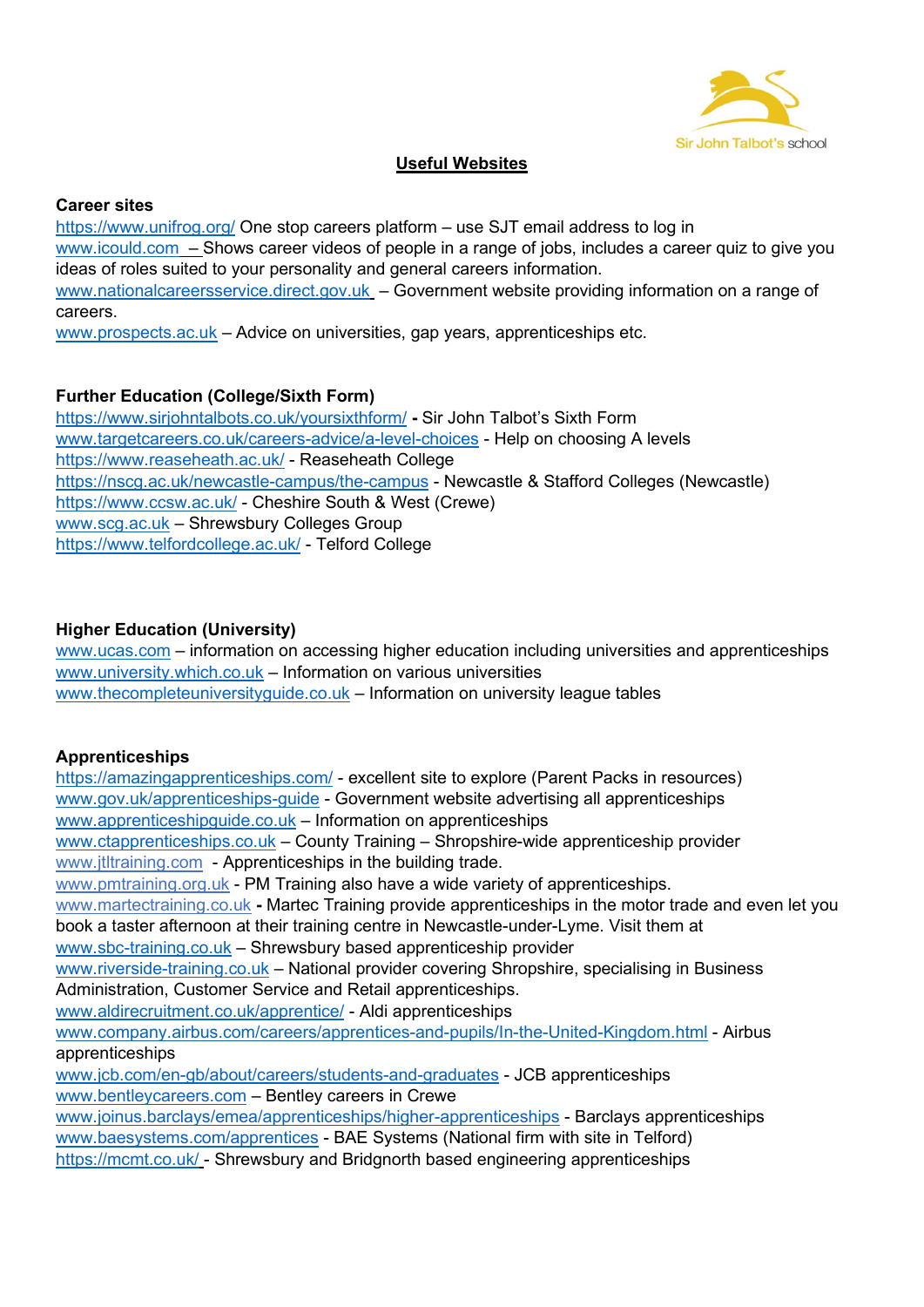## Useful Websites

**Career sites**

https://www.unifrog.org/ One stop careers platform – use SJT email address to log in
www.icould.com – Shows career videos of people in a range of jobs, includes a career quiz to give you ideas of roles suited to your personality and general careers information.
www.nationalcareersservice.direct.gov.uk – Government website providing information on a range of careers.
www.prospects.ac.uk – Advice on universities, gap years, apprenticeships etc.

**Further Education (College/Sixth Form)**

https://www.sirjohntalbots.co.uk/yoursixthform/ **-** Sir John Talbot's Sixth Form
www.targetcareers.co.uk/careers-advice/a-level-choices - Help on choosing A levels
https://www.reaseheath.ac.uk/ - Reaseheath College
https://nscg.ac.uk/newcastle-campus/the-campus - Newcastle & Stafford Colleges (Newcastle)
https://www.ccsw.ac.uk/ - Cheshire South & West (Crewe)
www.scg.ac.uk – Shrewsbury Colleges Group
https://www.telfordcollege.ac.uk/ - Telford College

**Higher Education (University)**

www.ucas.com – information on accessing higher education including universities and apprenticeships
www.university.which.co.uk – Information on various universities
www.thecompleteuniversityguide.co.uk – Information on university league tables

**Apprenticeships**

https://amazingapprenticeships.com/ - excellent site to explore (Parent Packs in resources)
www.gov.uk/apprenticeships-guide - Government website advertising all apprenticeships
www.apprenticeshipguide.co.uk – Information on apprenticeships
www.ctapprenticeships.co.uk – County Training – Shropshire-wide apprenticeship provider
www.jtltraining.com - Apprenticeships in the building trade.
www.pmtraining.org.uk - PM Training also have a wide variety of apprenticeships.
www.martectraining.co.uk **-** Martec Training provide apprenticeships in the motor trade and even let you book a taster afternoon at their training centre in Newcastle-under-Lyme. Visit them at
www.sbc-training.co.uk – Shrewsbury based apprenticeship provider
www.riverside-training.co.uk – National provider covering Shropshire, specialising in Business Administration, Customer Service and Retail apprenticeships.
www.aldirecruitment.co.uk/apprentice/ - Aldi apprenticeships
www.company.airbus.com/careers/apprentices-and-pupils/In-the-United-Kingdom.html - Airbus apprenticeships
www.jcb.com/en-gb/about/careers/students-and-graduates - JCB apprenticeships
www.bentleycareers.com – Bentley careers in Crewe
www.joinus.barclays/emea/apprenticeships/higher-apprenticeships - Barclays apprenticeships
www.baesystems.com/apprentices - BAE Systems (National firm with site in Telford)
https://mcmt.co.uk/ - Shrewsbury and Bridgnorth based engineering apprenticeships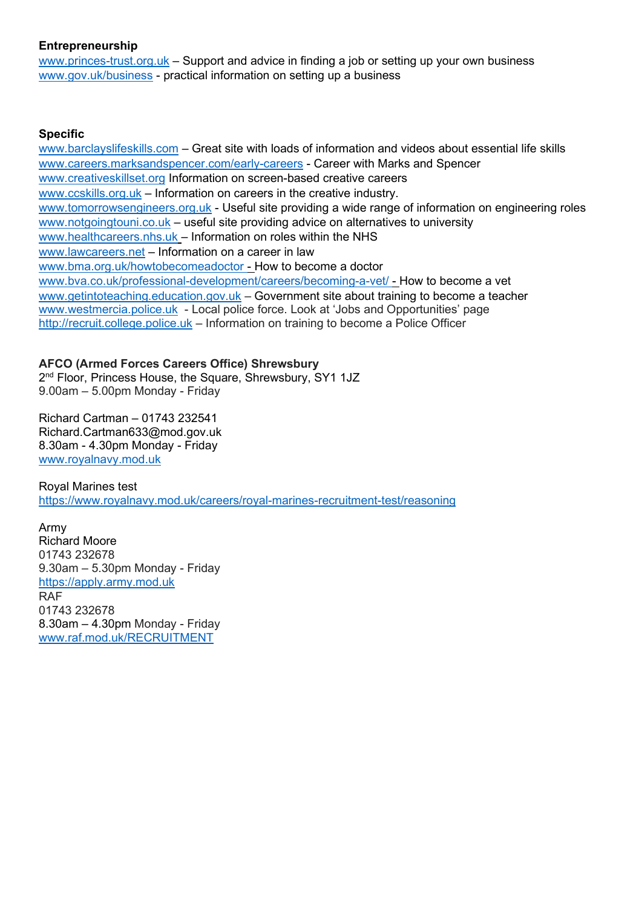**Entrepreneurship**

www.princes-trust.org.uk – Support and advice in finding a job or setting up your own business
www.gov.uk/business - practical information on setting up a business

**Specific**

www.barclayslifeskills.com – Great site with loads of information and videos about essential life skills
www.careers.marksandspencer.com/early-careers - Career with Marks and Spencer
www.creativeskillset.org Information on screen-based creative careers
www.ccskills.org.uk – Information on careers in the creative industry.
www.tomorrowsengineers.org.uk - Useful site providing a wide range of information on engineering roles
www.notgoingtouni.co.uk – useful site providing advice on alternatives to university
www.healthcareers.nhs.uk – Information on roles within the NHS
www.lawcareers.net – Information on a career in law
www.bma.org.uk/howtobecomeadoctor - How to become a doctor
www.bva.co.uk/professional-development/careers/becoming-a-vet/ - How to become a vet
www.getintoteaching.education.gov.uk – Government site about training to become a teacher
www.westmercia.police.uk - Local police force. Look at 'Jobs and Opportunities' page
http://recruit.college.police.uk – Information on training to become a Police Officer

**AFCO (Armed Forces Careers Office) Shrewsbury**

2nd Floor, Princess House, the Square, Shrewsbury, SY1 1JZ
9.00am – 5.00pm Monday - Friday

Richard Cartman – 01743 232541
Richard.Cartman633@mod.gov.uk
8.30am - 4.30pm Monday - Friday
www.royalnavy.mod.uk

Royal Marines test
https://www.royalnavy.mod.uk/careers/royal-marines-recruitment-test/reasoning

Army
Richard Moore
01743 232678
9.30am – 5.30pm Monday - Friday
https://apply.army.mod.uk
RAF
01743 232678
8.30am – 4.30pm Monday - Friday
www.raf.mod.uk/RECRUITMENT